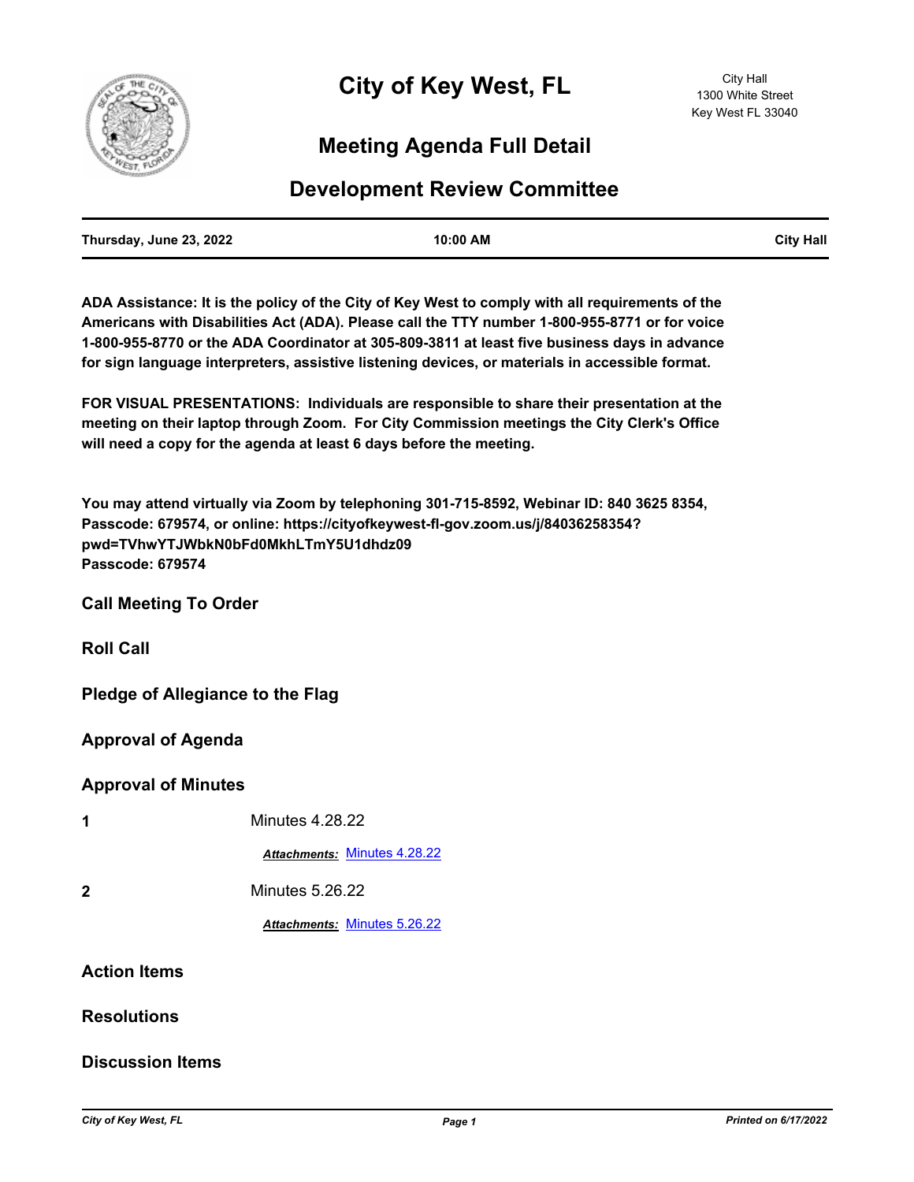# City of Key West, FL

City Hall
1300 White Street
Key West FL 33040

## Meeting Agenda Full Detail

## Development Review Committee

| Thursday, June 23, 2022 | 10:00 AM | City Hall |
|---|---|---|

**ADA Assistance: It is the policy of the City of Key West to comply with all requirements of the Americans with Disabilities Act (ADA). Please call the TTY number 1-800-955-8771 or for voice 1-800-955-8770 or the ADA Coordinator at 305-809-3811 at least five business days in advance for sign language interpreters, assistive listening devices, or materials in accessible format.**

**FOR VISUAL PRESENTATIONS: Individuals are responsible to share their presentation at the meeting on their laptop through Zoom. For City Commission meetings the City Clerk's Office will need a copy for the agenda at least 6 days before the meeting.**

**You may attend virtually via Zoom by telephoning 301-715-8592, Webinar ID: 840 3625 8354, Passcode: 679574, or online: https://cityofkeywest-fl-gov.zoom.us/j/84036258354?pwd=TVhwYTJWbkN0bFd0MkhLTmY5U1dhdz09**
**Passcode: 679574**

### Call Meeting To Order

### Roll Call

### Pledge of Allegiance to the Flag

### Approval of Agenda

### Approval of Minutes

**1** Minutes 4.28.22

***Attachments:*** Minutes 4.28.22

**2** Minutes 5.26.22

***Attachments:*** Minutes 5.26.22

### Action Items

### Resolutions

### Discussion Items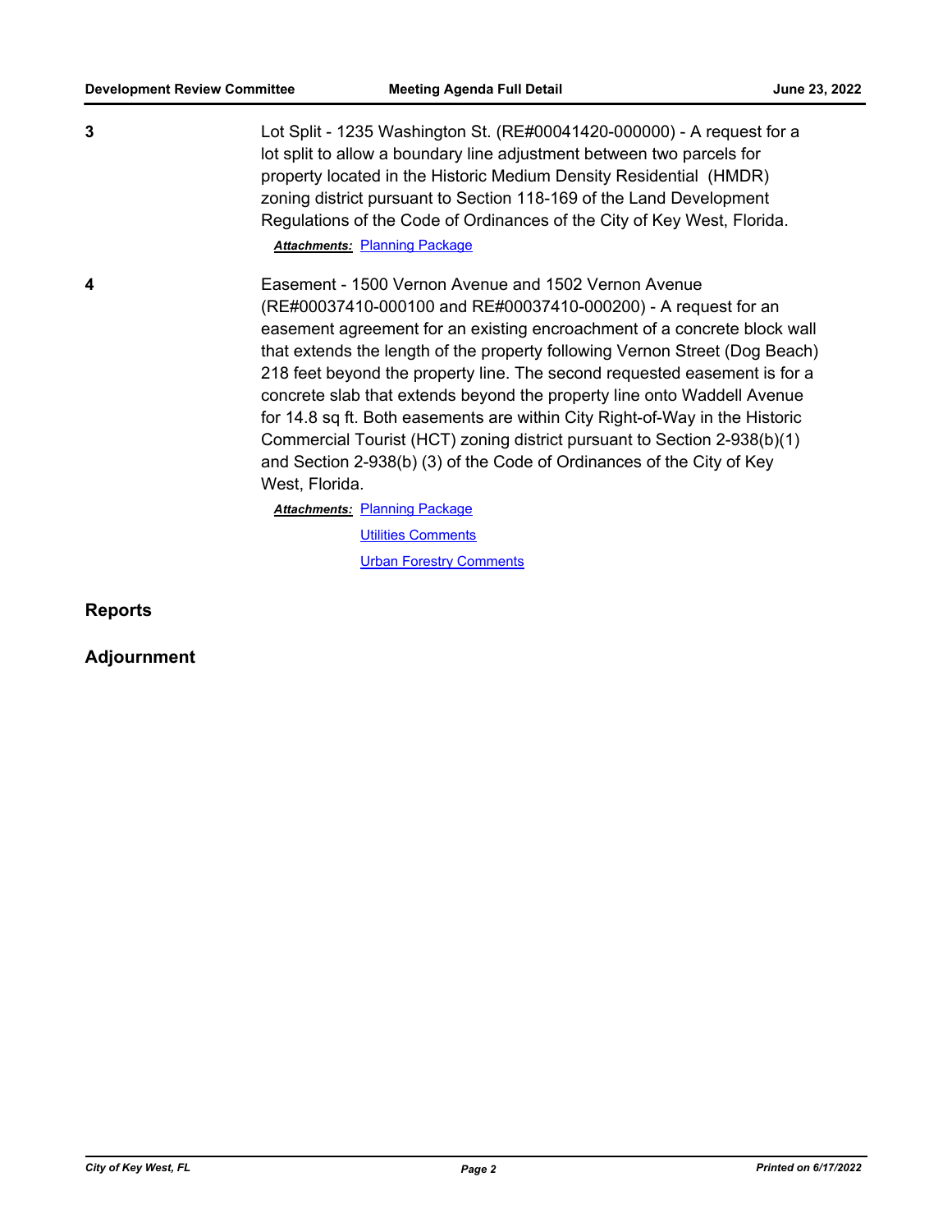3

Lot Split - 1235 Washington St. (RE#00041420-000000) - A request for a lot split to allow a boundary line adjustment between two parcels for property located in the Historic Medium Density Residential (HMDR) zoning district pursuant to Section 118-169 of the Land Development Regulations of the Code of Ordinances of the City of Key West, Florida.

***Attachments:*** Planning Package

4

Easement - 1500 Vernon Avenue and 1502 Vernon Avenue (RE#00037410-000100 and RE#00037410-000200) - A request for an easement agreement for an existing encroachment of a concrete block wall that extends the length of the property following Vernon Street (Dog Beach) 218 feet beyond the property line. The second requested easement is for a concrete slab that extends beyond the property line onto Waddell Avenue for 14.8 sq ft. Both easements are within City Right-of-Way in the Historic Commercial Tourist (HCT) zoning district pursuant to Section 2-938(b)(1) and Section 2-938(b) (3) of the Code of Ordinances of the City of Key West, Florida.

***Attachments:*** Planning Package
Utilities Comments
Urban Forestry Comments

## Reports

## Adjournment